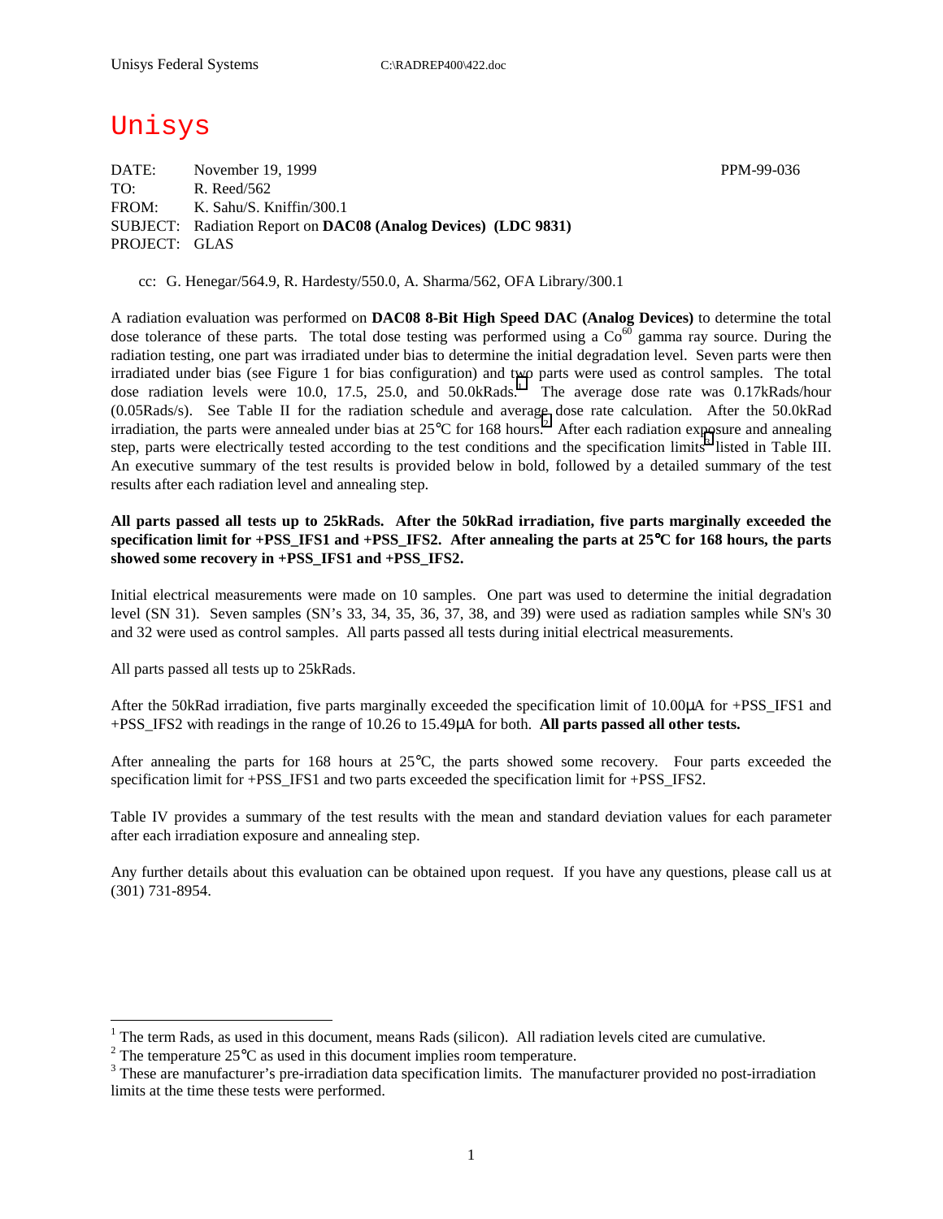Unisys Federal Systems C:\RADREP400\422.doc

# Unisys

DATE: November 19, 1999 PPM-99-036
TO: R. Reed/562
FROM: K. Sahu/S. Kniffin/300.1
SUBJECT: Radiation Report on **DAC08 (Analog Devices) (LDC 9831)**
PROJECT: GLAS

cc: G. Henegar/564.9, R. Hardesty/550.0, A. Sharma/562, OFA Library/300.1

A radiation evaluation was performed on **DAC08 8-Bit High Speed DAC (Analog Devices)** to determine the total dose tolerance of these parts. The total dose testing was performed using a $Co^{60}$ gamma ray source. During the radiation testing, one part was irradiated under bias to determine the initial degradation level. Seven parts were then irradiated under bias (see Figure 1 for bias configuration) and two parts were used as control samples. The total dose radiation levels were 10.0, 17.5, 25.0, and 50.0kRads.[1] The average dose rate was 0.17kRads/hour (0.05Rads/s). See Table II for the radiation schedule and average dose rate calculation. After the 50.0kRad irradiation, the parts were annealed under bias at 25°C for 168 hours.[2] After each radiation exposure and annealing step, parts were electrically tested according to the test conditions and the specification limits[3] listed in Table III. An executive summary of the test results is provided below in bold, followed by a detailed summary of the test results after each radiation level and annealing step.

**All parts passed all tests up to 25kRads. After the 50kRad irradiation, five parts marginally exceeded the specification limit for +PSS_IFS1 and +PSS_IFS2. After annealing the parts at 25°C for 168 hours, the parts showed some recovery in +PSS_IFS1 and +PSS_IFS2.**

Initial electrical measurements were made on 10 samples. One part was used to determine the initial degradation level (SN 31). Seven samples (SN's 33, 34, 35, 36, 37, 38, and 39) were used as radiation samples while SN's 30 and 32 were used as control samples. All parts passed all tests during initial electrical measurements.

All parts passed all tests up to 25kRads.

After the 50kRad irradiation, five parts marginally exceeded the specification limit of 10.00µA for +PSS_IFS1 and +PSS_IFS2 with readings in the range of 10.26 to 15.49µA for both. **All parts passed all other tests.**

After annealing the parts for 168 hours at 25°C, the parts showed some recovery. Four parts exceeded the specification limit for +PSS_IFS1 and two parts exceeded the specification limit for +PSS_IFS2.

Table IV provides a summary of the test results with the mean and standard deviation values for each parameter after each irradiation exposure and annealing step.

Any further details about this evaluation can be obtained upon request. If you have any questions, please call us at (301) 731-8954.

---

[1] The term Rads, as used in this document, means Rads (silicon). All radiation levels cited are cumulative.

[2] The temperature 25°C as used in this document implies room temperature.

[3] These are manufacturer's pre-irradiation data specification limits. The manufacturer provided no post-irradiation limits at the time these tests were performed.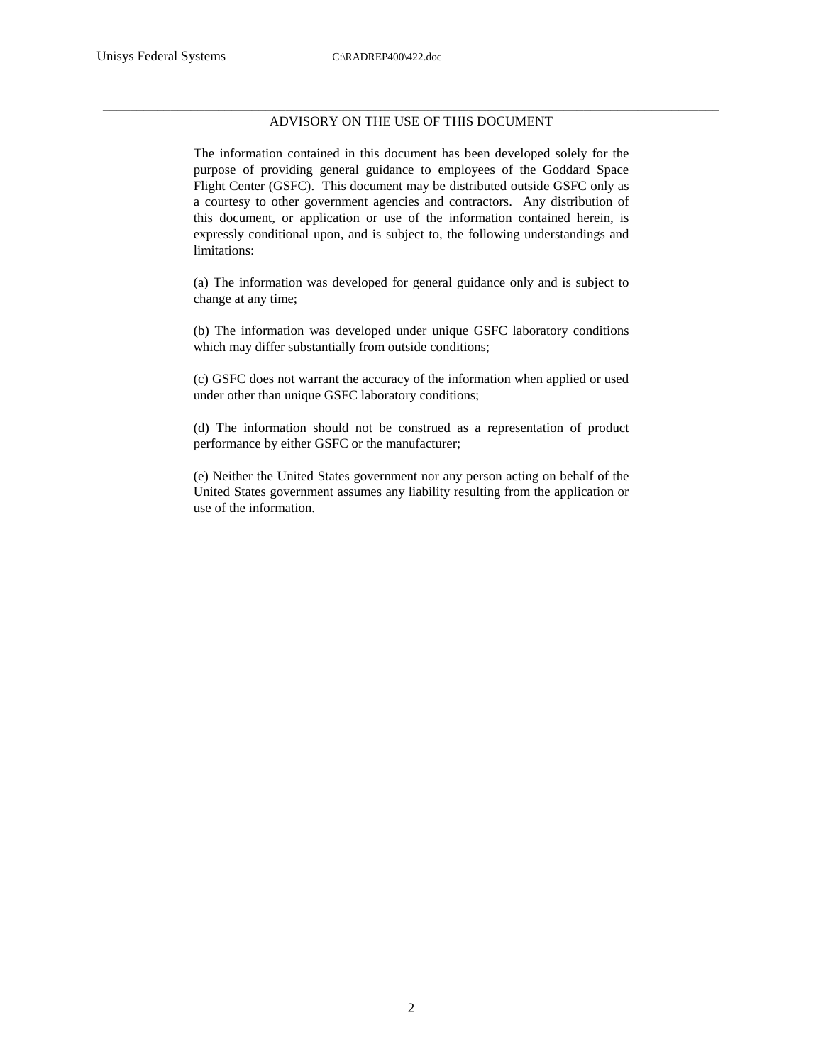## ADVISORY ON THE USE OF THIS DOCUMENT

The information contained in this document has been developed solely for the purpose of providing general guidance to employees of the Goddard Space Flight Center (GSFC). This document may be distributed outside GSFC only as a courtesy to other government agencies and contractors. Any distribution of this document, or application or use of the information contained herein, is expressly conditional upon, and is subject to, the following understandings and limitations:

(a) The information was developed for general guidance only and is subject to change at any time;

(b) The information was developed under unique GSFC laboratory conditions which may differ substantially from outside conditions;

(c) GSFC does not warrant the accuracy of the information when applied or used under other than unique GSFC laboratory conditions;

(d) The information should not be construed as a representation of product performance by either GSFC or the manufacturer;

(e) Neither the United States government nor any person acting on behalf of the United States government assumes any liability resulting from the application or use of the information.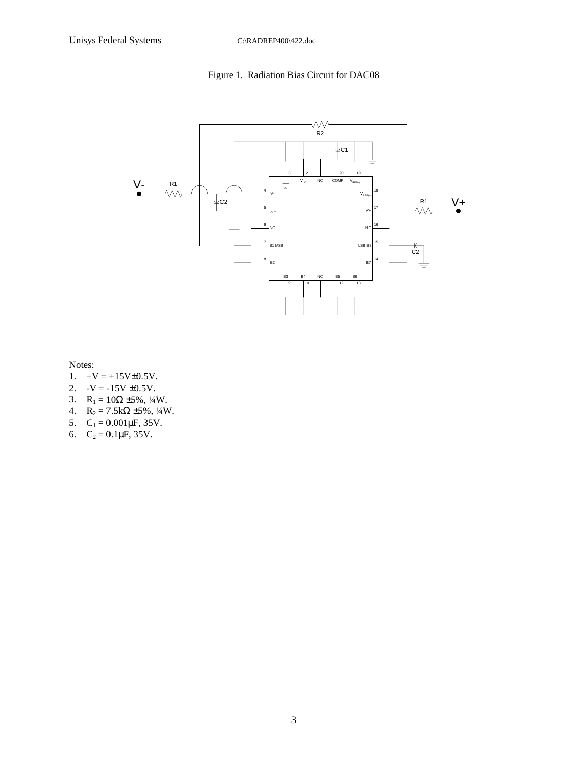Figure 1. Radiation Bias Circuit for DAC08

Notes:

1. +V = +15V±0.5V.
2. -V = -15V ±0.5V.
3. $R_1$ = 10Ω ±5%, ¼W.
4. $R_2$ = 7.5kΩ ±5%, ¼W.
5. $C_1$ = 0.001µF, 35V.
6. $C_2$ = 0.1µF, 35V.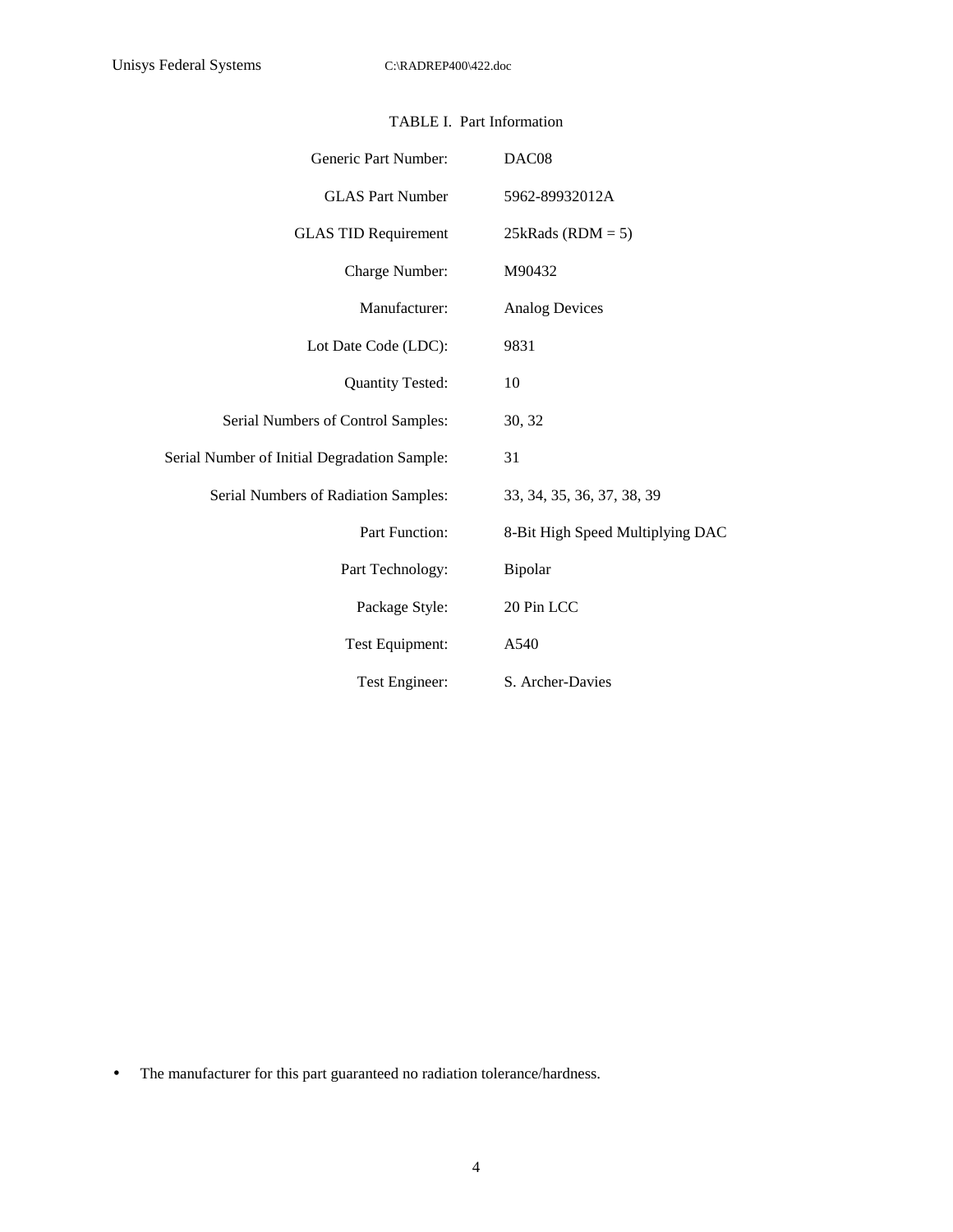TABLE I. Part Information

| | |
|---|---|
| Generic Part Number: | DAC08 |
| GLAS Part Number | 5962-89932012A |
| GLAS TID Requirement | 25kRads (RDM = 5) |
| Charge Number: | M90432 |
| Manufacturer: | Analog Devices |
| Lot Date Code (LDC): | 9831 |
| Quantity Tested: | 10 |
| Serial Numbers of Control Samples: | 30, 32 |
| Serial Number of Initial Degradation Sample: | 31 |
| Serial Numbers of Radiation Samples: | 33, 34, 35, 36, 37, 38, 39 |
| Part Function: | 8-Bit High Speed Multiplying DAC |
| Part Technology: | Bipolar |
| Package Style: | 20 Pin LCC |
| Test Equipment: | A540 |
| Test Engineer: | S. Archer-Davies |

- The manufacturer for this part guaranteed no radiation tolerance/hardness.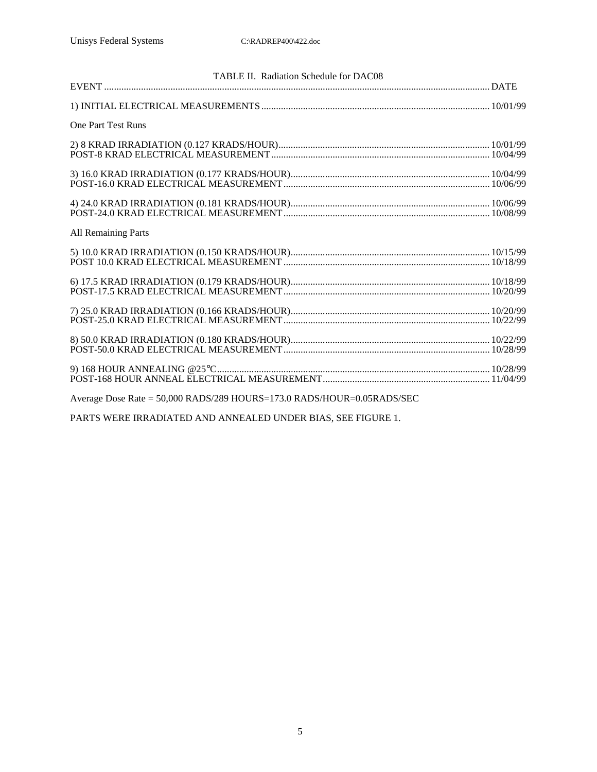TABLE II. Radiation Schedule for DAC08

| EVENT | DATE |
|---|---|
| 1) INITIAL ELECTRICAL MEASUREMENTS | 10/01/99 |
| **One Part Test Runs** | |
| 2) 8 KRAD IRRADIATION (0.127 KRADS/HOUR) | 10/01/99 |
| POST-8 KRAD ELECTRICAL MEASUREMENT | 10/04/99 |
| 3) 16.0 KRAD IRRADIATION (0.177 KRADS/HOUR) | 10/04/99 |
| POST-16.0 KRAD ELECTRICAL MEASUREMENT | 10/06/99 |
| 4) 24.0 KRAD IRRADIATION (0.181 KRADS/HOUR) | 10/06/99 |
| POST-24.0 KRAD ELECTRICAL MEASUREMENT | 10/08/99 |
| **All Remaining Parts** | |
| 5) 10.0 KRAD IRRADIATION (0.150 KRADS/HOUR) | 10/15/99 |
| POST 10.0 KRAD ELECTRICAL MEASUREMENT | 10/18/99 |
| 6) 17.5 KRAD IRRADIATION (0.179 KRADS/HOUR) | 10/18/99 |
| POST-17.5 KRAD ELECTRICAL MEASUREMENT | 10/20/99 |
| 7) 25.0 KRAD IRRADIATION (0.166 KRADS/HOUR) | 10/20/99 |
| POST-25.0 KRAD ELECTRICAL MEASUREMENT | 10/22/99 |
| 8) 50.0 KRAD IRRADIATION (0.180 KRADS/HOUR) | 10/22/99 |
| POST-50.0 KRAD ELECTRICAL MEASUREMENT | 10/28/99 |
| 9) 168 HOUR ANNEALING @25°C | 10/28/99 |
| POST-168 HOUR ANNEAL ELECTRICAL MEASUREMENT | 11/04/99 |

Average Dose Rate = 50,000 RADS/289 HOURS=173.0 RADS/HOUR=0.05RADS/SEC

PARTS WERE IRRADIATED AND ANNEALED UNDER BIAS, SEE FIGURE 1.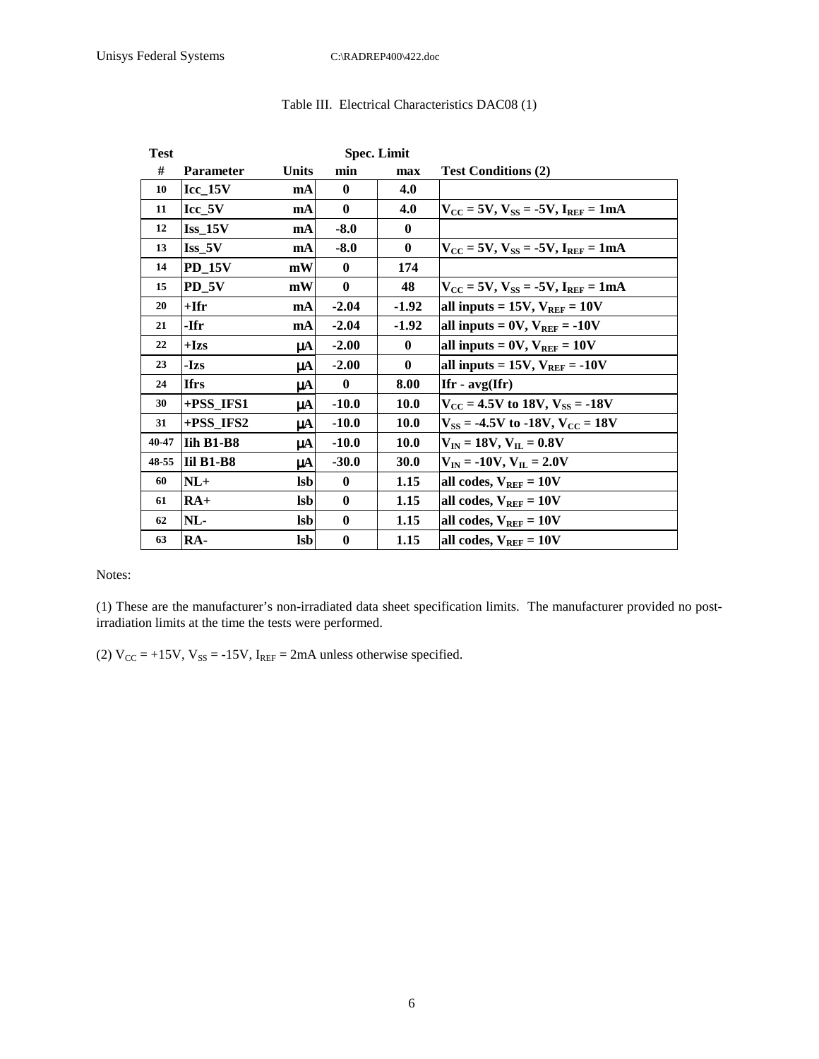Table III. Electrical Characteristics DAC08 (1)

| Test # | Parameter | Units | Spec. Limit min | Spec. Limit max | Test Conditions (2) |
|---|---|---|---|---|---|
| 10 | Icc_15V | mA | 0 | 4.0 | |
| 11 | Icc_5V | mA | 0 | 4.0 | $V_{CC}$ = 5V, $V_{SS}$ = -5V, $I_{REF}$ = 1mA |
| 12 | Iss_15V | mA | -8.0 | 0 | |
| 13 | Iss_5V | mA | -8.0 | 0 | $V_{CC}$ = 5V, $V_{SS}$ = -5V, $I_{REF}$ = 1mA |
| 14 | PD_15V | mW | 0 | 174 | |
| 15 | PD_5V | mW | 0 | 48 | $V_{CC}$ = 5V, $V_{SS}$ = -5V, $I_{REF}$ = 1mA |
| 20 | +Ifr | mA | -2.04 | -1.92 | all inputs = 15V, $V_{REF}$ = 10V |
| 21 | -Ifr | mA | -2.04 | -1.92 | all inputs = 0V, $V_{REF}$ = -10V |
| 22 | +Izs | μA | -2.00 | 0 | all inputs = 0V, $V_{REF}$ = 10V |
| 23 | -Izs | μA | -2.00 | 0 | all inputs = 15V, $V_{REF}$ = -10V |
| 24 | Ifrs | μA | 0 | 8.00 | Ifr - avg(Ifr) |
| 30 | +PSS_IFS1 | μA | -10.0 | 10.0 | $V_{CC}$ = 4.5V to 18V, $V_{SS}$ = -18V |
| 31 | +PSS_IFS2 | μA | -10.0 | 10.0 | $V_{SS}$ = -4.5V to -18V, $V_{CC}$ = 18V |
| 40-47 | Iih B1-B8 | μA | -10.0 | 10.0 | $V_{IN}$ = 18V, $V_{IL}$ = 0.8V |
| 48-55 | Iil B1-B8 | μA | -30.0 | 30.0 | $V_{IN}$ = -10V, $V_{IL}$ = 2.0V |
| 60 | NL+ | lsb | 0 | 1.15 | all codes, $V_{REF}$ = 10V |
| 61 | RA+ | lsb | 0 | 1.15 | all codes, $V_{REF}$ = 10V |
| 62 | NL- | lsb | 0 | 1.15 | all codes, $V_{REF}$ = 10V |
| 63 | RA- | lsb | 0 | 1.15 | all codes, $V_{REF}$ = 10V |

Notes:

(1) These are the manufacturer's non-irradiated data sheet specification limits. The manufacturer provided no post-irradiation limits at the time the tests were performed.

(2) $V_{CC}$ = +15V, $V_{SS}$ = -15V, $I_{REF}$ = 2mA unless otherwise specified.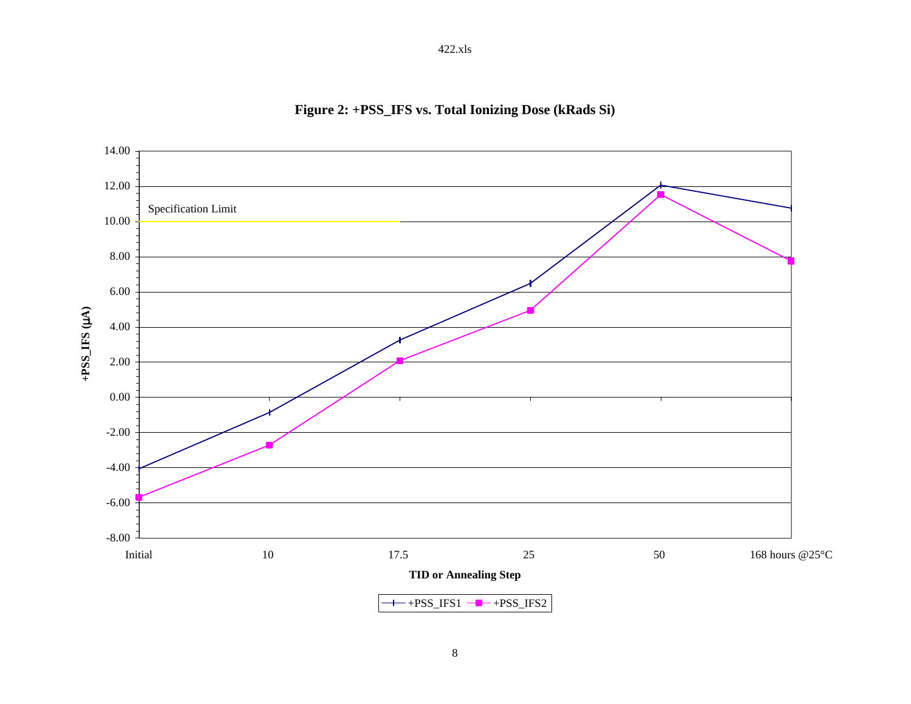**Figure 2: +PSS_IFS vs. Total Ionizing Dose (kRads Si)**

14.00
12.00
10.00
8.00
6.00
4.00
2.00
0.00
-2.00
-4.00
-6.00
-8.00

+PSS_IFS (µA)

Specification Limit

Initial
10
17.5
25
50
168 hours @25°C

TID or Annealing Step

+PSS_IFS1
+PSS_IFS2